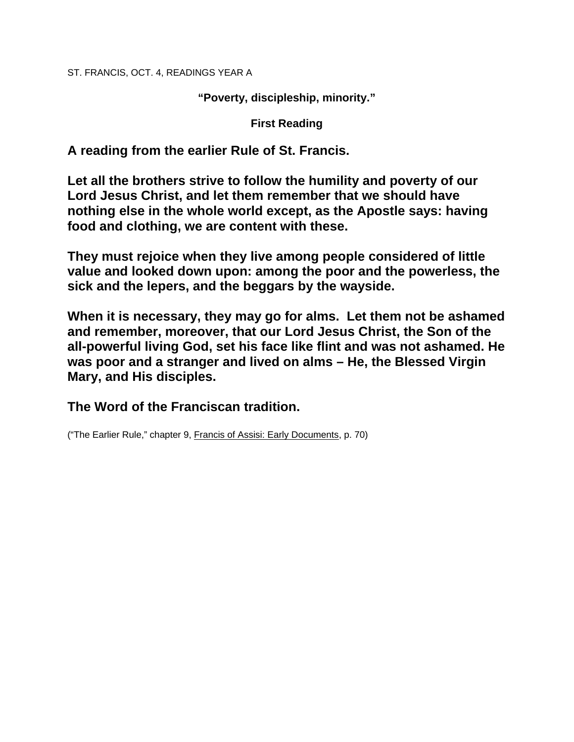ST. FRANCIS, OCT. 4, READINGS YEAR A

**“Poverty, discipleship, minority.”**

**First Reading**

**A reading from the earlier Rule of St. Francis.**

**Let all the brothers strive to follow the humility and poverty of our Lord Jesus Christ, and let them remember that we should have nothing else in the whole world except, as the Apostle says: having food and clothing, we are content with these.**

**They must rejoice when they live among people considered of little value and looked down upon: among the poor and the powerless, the sick and the lepers, and the beggars by the wayside.**

**When it is necessary, they may go for alms. Let them not be ashamed and remember, moreover, that our Lord Jesus Christ, the Son of the all-powerful living God, set his face like flint and was not ashamed. He was poor and a stranger and lived on alms – He, the Blessed Virgin Mary, and His disciples.**

**The Word of the Franciscan tradition.**

(“The Earlier Rule,” chapter 9, Francis of Assisi: Early Documents, p. 70)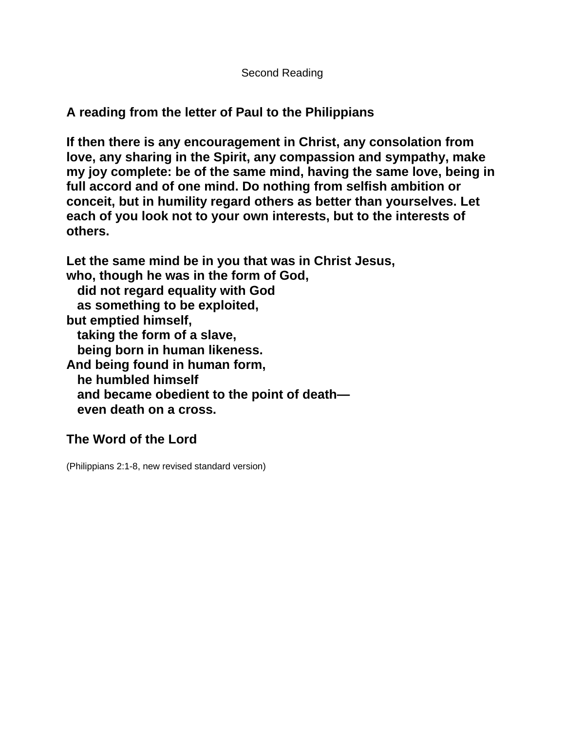Second Reading

**A reading from the letter of Paul to the Philippians**

**If then there is any encouragement in Christ, any consolation from love, any sharing in the Spirit, any compassion and sympathy, make my joy complete: be of the same mind, having the same love, being in full accord and of one mind. Do nothing from selfish ambition or conceit, but in humility regard others as better than yourselves. Let each of you look not to your own interests, but to the interests of others.**

**Let the same mind be in you that was in Christ Jesus,**
**who, though he was in the form of God,**
**did not regard equality with God**
**as something to be exploited,**
**but emptied himself,**
**taking the form of a slave,**
**being born in human likeness.**
**And being found in human form,**
**he humbled himself**
**and became obedient to the point of death—**
**even death on a cross.**

**The Word of the Lord**

(Philippians 2:1-8, new revised standard version)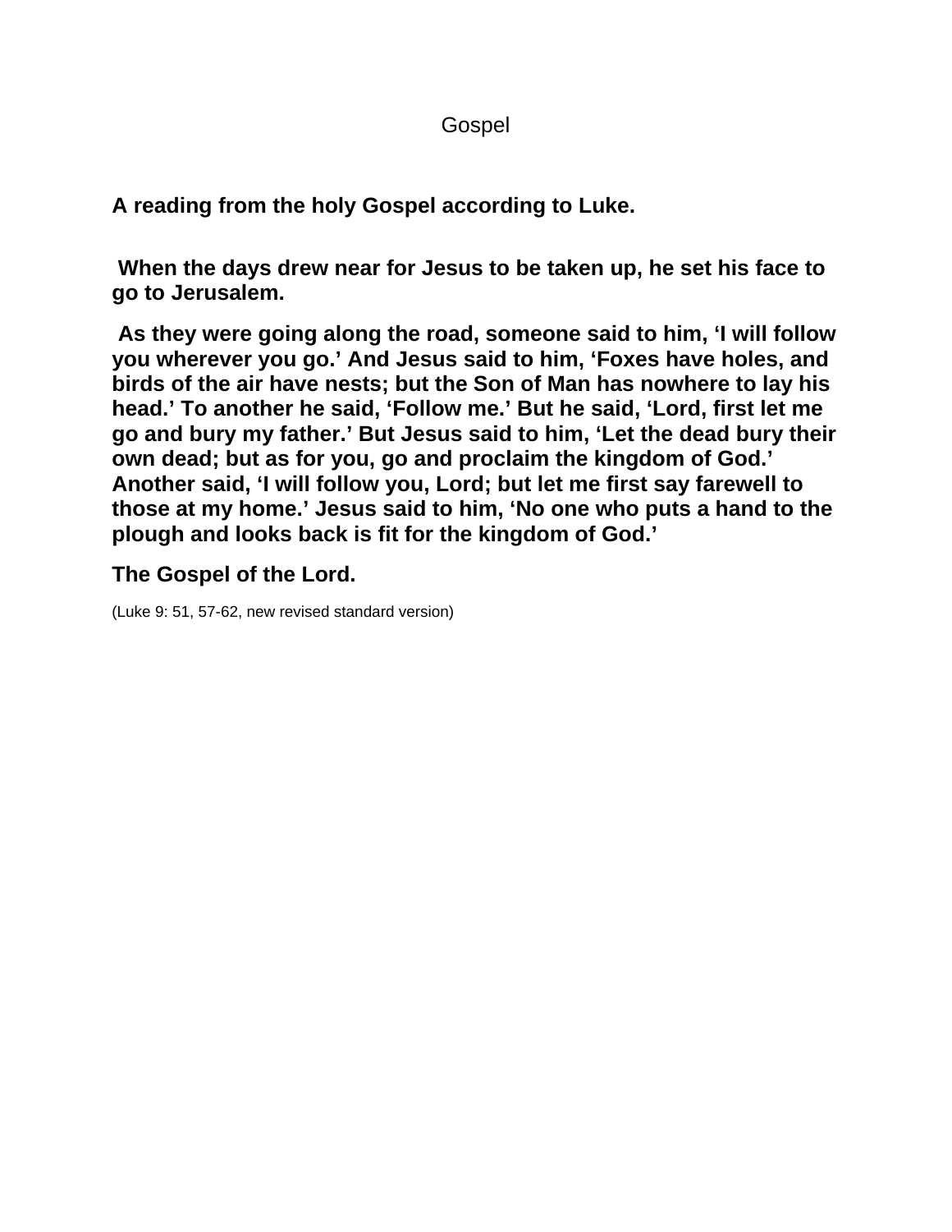# Gospel

**A reading from the holy Gospel according to Luke.**

**When the days drew near for Jesus to be taken up, he set his face to go to Jerusalem.**

**As they were going along the road, someone said to him, 'I will follow you wherever you go.' And Jesus said to him, 'Foxes have holes, and birds of the air have nests; but the Son of Man has nowhere to lay his head.' To another he said, 'Follow me.' But he said, 'Lord, first let me go and bury my father.' But Jesus said to him, 'Let the dead bury their own dead; but as for you, go and proclaim the kingdom of God.' Another said, 'I will follow you, Lord; but let me first say farewell to those at my home.' Jesus said to him, 'No one who puts a hand to the plough and looks back is fit for the kingdom of God.'**

**The Gospel of the Lord.**

(Luke 9: 51, 57-62, new revised standard version)